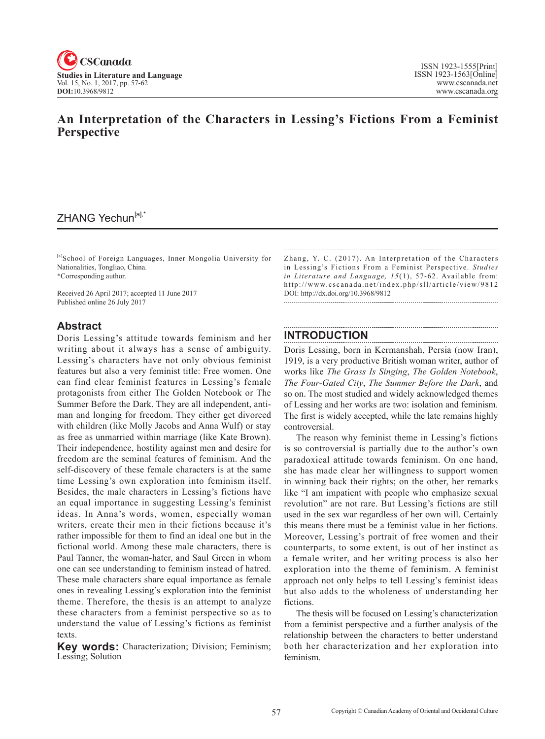# An Interpretation of the Characters in Lessing's Fictions From a Feminist Perspective

ZHANG Yechun[a],*

[a]School of Foreign Languages, Inner Mongolia University for Nationalities, Tongliao, China.
*Corresponding author.

Received 26 April 2017; accepted 11 June 2017
Published online 26 July 2017

## Abstract

Doris Lessing's attitude towards feminism and her writing about it always has a sense of ambiguity. Lessing's characters have not only obvious feminist features but also a very feminist title: Free women. One can find clear feminist features in Lessing's female protagonists from either The Golden Notebook or The Summer Before the Dark. They are all independent, anti-man and longing for freedom. They either get divorced with children (like Molly Jacobs and Anna Wulf) or stay as free as unmarried within marriage (like Kate Brown). Their independence, hostility against men and desire for freedom are the seminal features of feminism. And the self-discovery of these female characters is at the same time Lessing's own exploration into feminism itself. Besides, the male characters in Lessing's fictions have an equal importance in suggesting Lessing's feminist ideas. In Anna's words, women, especially woman writers, create their men in their fictions because it's rather impossible for them to find an ideal one but in the fictional world. Among these male characters, there is Paul Tanner, the woman-hater, and Saul Green in whom one can see understanding to feminism instead of hatred. These male characters share equal importance as female ones in revealing Lessing's exploration into the feminist theme. Therefore, the thesis is an attempt to analyze these characters from a feminist perspective so as to understand the value of Lessing's fictions as feminist texts.

**Key words:** Characterization; Division; Feminism; Lessing; Solution

Zhang, Y. C. (2017). An Interpretation of the Characters in Lessing's Fictions From a Feminist Perspective. *Studies in Literature and Language, 15*(1), 57-62. Available from: http://www.cscanada.net/index.php/sll/article/view/9812
DOI: http://dx.doi.org/10.3968/9812

## INTRODUCTION

Doris Lessing, born in Kermanshah, Persia (now Iran), 1919, is a very productive British woman writer, author of works like *The Grass Is Singing*, *The Golden Notebook*, *The Four-Gated City*, *The Summer Before the Dark*, and so on. The most studied and widely acknowledged themes of Lessing and her works are two: isolation and feminism. The first is widely accepted, while the late remains highly controversial.

The reason why feminist theme in Lessing's fictions is so controversial is partially due to the author's own paradoxical attitude towards feminism. On one hand, she has made clear her willingness to support women in winning back their rights; on the other, her remarks like "I am impatient with people who emphasize sexual revolution" are not rare. But Lessing's fictions are still used in the sex war regardless of her own will. Certainly this means there must be a feminist value in her fictions. Moreover, Lessing's portrait of free women and their counterparts, to some extent, is out of her instinct as a female writer, and her writing process is also her exploration into the theme of feminism. A feminist approach not only helps to tell Lessing's feminist ideas but also adds to the wholeness of understanding her fictions.

The thesis will be focused on Lessing's characterization from a feminist perspective and a further analysis of the relationship between the characters to better understand both her characterization and her exploration into feminism.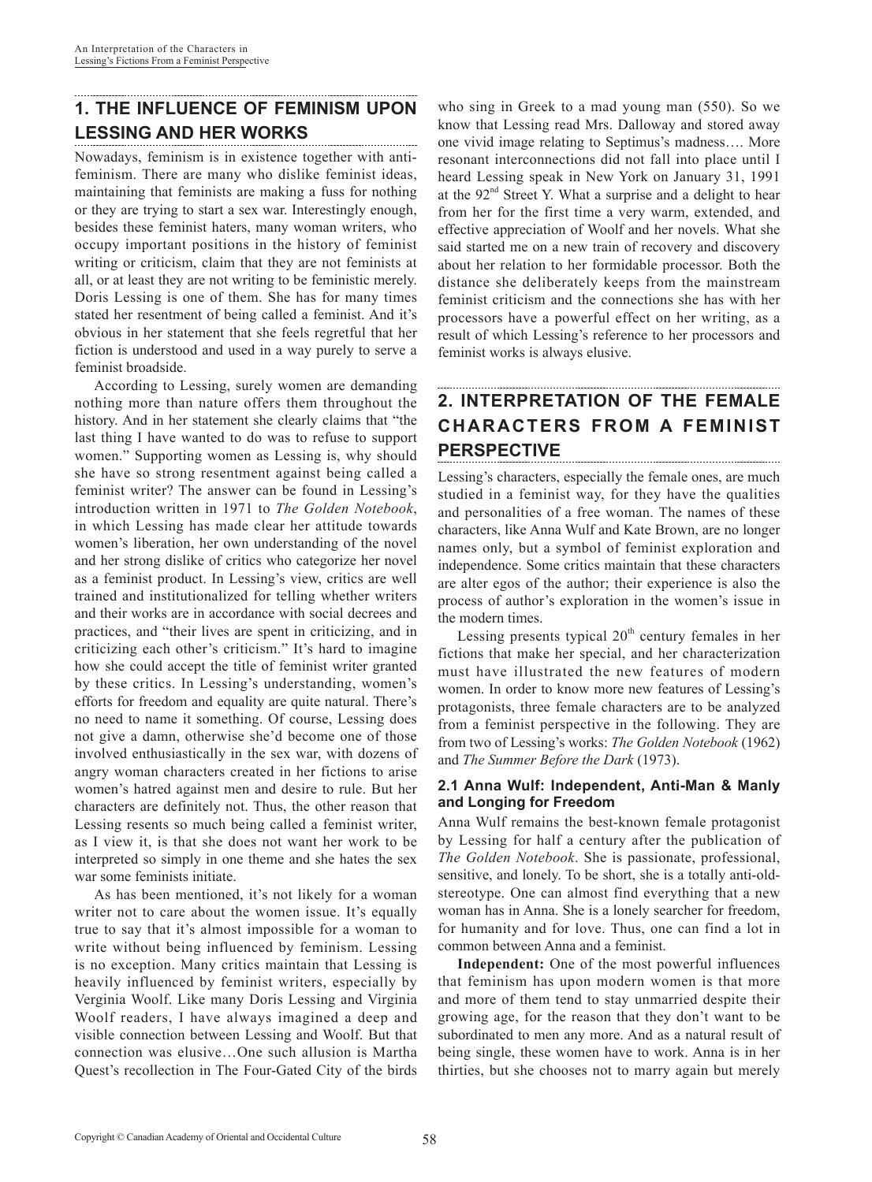## 1. THE INFLUENCE OF FEMINISM UPON LESSING AND HER WORKS

Nowadays, feminism is in existence together with anti-feminism. There are many who dislike feminist ideas, maintaining that feminists are making a fuss for nothing or they are trying to start a sex war. Interestingly enough, besides these feminist haters, many woman writers, who occupy important positions in the history of feminist writing or criticism, claim that they are not feminists at all, or at least they are not writing to be feministic merely. Doris Lessing is one of them. She has for many times stated her resentment of being called a feminist. And it's obvious in her statement that she feels regretful that her fiction is understood and used in a way purely to serve a feminist broadside.

According to Lessing, surely women are demanding nothing more than nature offers them throughout the history. And in her statement she clearly claims that "the last thing I have wanted to do was to refuse to support women." Supporting women as Lessing is, why should she have so strong resentment against being called a feminist writer? The answer can be found in Lessing's introduction written in 1971 to *The Golden Notebook*, in which Lessing has made clear her attitude towards women's liberation, her own understanding of the novel and her strong dislike of critics who categorize her novel as a feminist product. In Lessing's view, critics are well trained and institutionalized for telling whether writers and their works are in accordance with social decrees and practices, and "their lives are spent in criticizing, and in criticizing each other's criticism." It's hard to imagine how she could accept the title of feminist writer granted by these critics. In Lessing's understanding, women's efforts for freedom and equality are quite natural. There's no need to name it something. Of course, Lessing does not give a damn, otherwise she'd become one of those involved enthusiastically in the sex war, with dozens of angry woman characters created in her fictions to arise women's hatred against men and desire to rule. But her characters are definitely not. Thus, the other reason that Lessing resents so much being called a feminist writer, as I view it, is that she does not want her work to be interpreted so simply in one theme and she hates the sex war some feminists initiate.

As has been mentioned, it's not likely for a woman writer not to care about the women issue. It's equally true to say that it's almost impossible for a woman to write without being influenced by feminism. Lessing is no exception. Many critics maintain that Lessing is heavily influenced by feminist writers, especially by Verginia Woolf. Like many Doris Lessing and Virginia Woolf readers, I have always imagined a deep and visible connection between Lessing and Woolf. But that connection was elusive…One such allusion is Martha Quest's recollection in The Four-Gated City of the birds who sing in Greek to a mad young man (550). So we know that Lessing read Mrs. Dalloway and stored away one vivid image relating to Septimus's madness…. More resonant interconnections did not fall into place until I heard Lessing speak in New York on January 31, 1991 at the 92nd Street Y. What a surprise and a delight to hear from her for the first time a very warm, extended, and effective appreciation of Woolf and her novels. What she said started me on a new train of recovery and discovery about her relation to her formidable processor. Both the distance she deliberately keeps from the mainstream feminist criticism and the connections she has with her processors have a powerful effect on her writing, as a result of which Lessing's reference to her processors and feminist works is always elusive.

## 2. INTERPRETATION OF THE FEMALE CHARACTERS FROM A FEMINIST PERSPECTIVE

Lessing's characters, especially the female ones, are much studied in a feminist way, for they have the qualities and personalities of a free woman. The names of these characters, like Anna Wulf and Kate Brown, are no longer names only, but a symbol of feminist exploration and independence. Some critics maintain that these characters are alter egos of the author; their experience is also the process of author's exploration in the women's issue in the modern times.

Lessing presents typical 20th century females in her fictions that make her special, and her characterization must have illustrated the new features of modern women. In order to know more new features of Lessing's protagonists, three female characters are to be analyzed from a feminist perspective in the following. They are from two of Lessing's works: *The Golden Notebook* (1962) and *The Summer Before the Dark* (1973).

### 2.1 Anna Wulf: Independent, Anti-Man & Manly and Longing for Freedom

Anna Wulf remains the best-known female protagonist by Lessing for half a century after the publication of *The Golden Notebook*. She is passionate, professional, sensitive, and lonely. To be short, she is a totally anti-old-stereotype. One can almost find everything that a new woman has in Anna. She is a lonely searcher for freedom, for humanity and for love. Thus, one can find a lot in common between Anna and a feminist.

**Independent:** One of the most powerful influences that feminism has upon modern women is that more and more of them tend to stay unmarried despite their growing age, for the reason that they don't want to be subordinated to men any more. And as a natural result of being single, these women have to work. Anna is in her thirties, but she chooses not to marry again but merely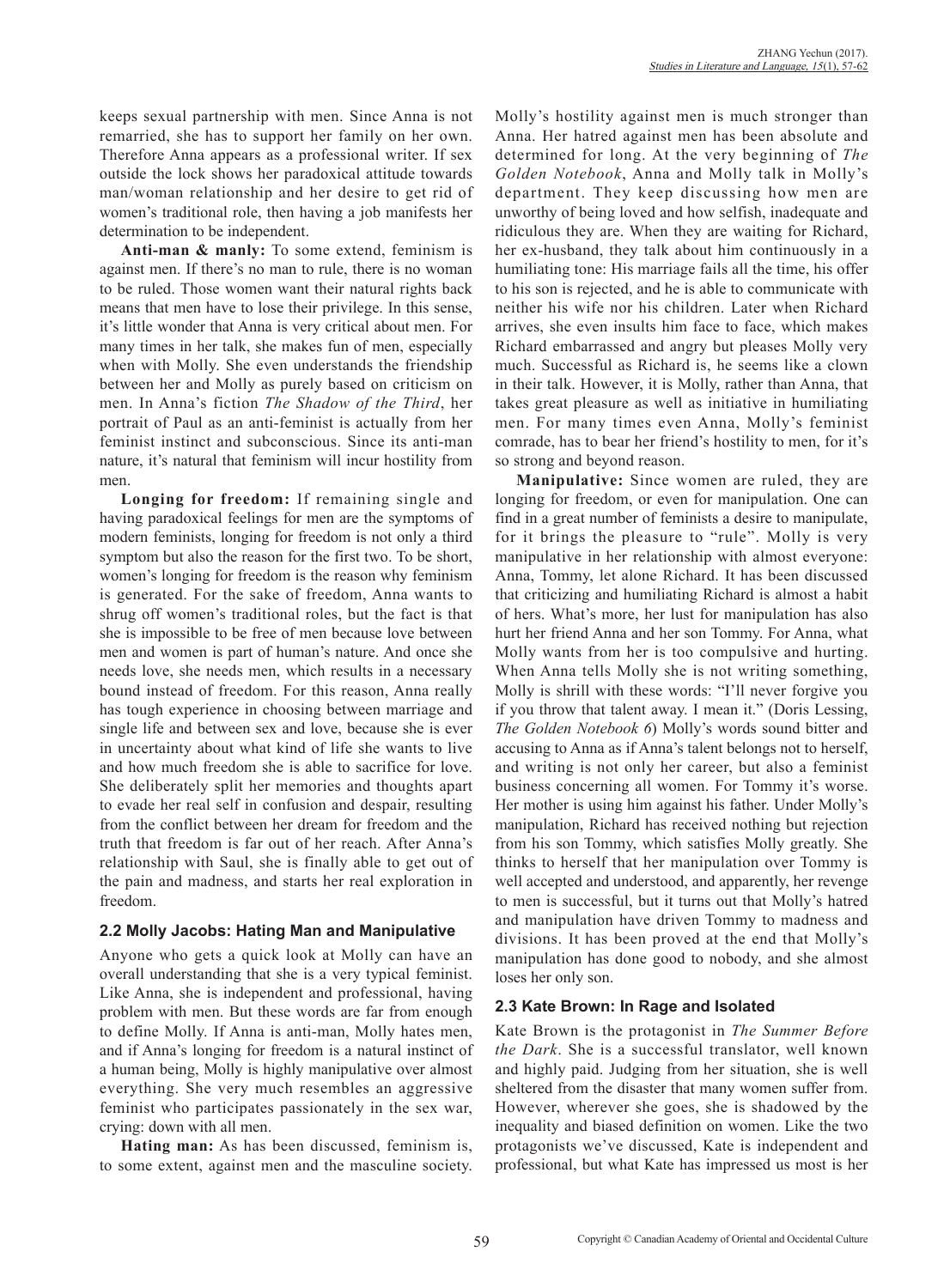keeps sexual partnership with men. Since Anna is not remarried, she has to support her family on her own. Therefore Anna appears as a professional writer. If sex outside the lock shows her paradoxical attitude towards man/woman relationship and her desire to get rid of women's traditional role, then having a job manifests her determination to be independent.

**Anti-man & manly:** To some extend, feminism is against men. If there's no man to rule, there is no woman to be ruled. Those women want their natural rights back means that men have to lose their privilege. In this sense, it's little wonder that Anna is very critical about men. For many times in her talk, she makes fun of men, especially when with Molly. She even understands the friendship between her and Molly as purely based on criticism on men. In Anna's fiction *The Shadow of the Third*, her portrait of Paul as an anti-feminist is actually from her feminist instinct and subconscious. Since its anti-man nature, it's natural that feminism will incur hostility from men.

**Longing for freedom:** If remaining single and having paradoxical feelings for men are the symptoms of modern feminists, longing for freedom is not only a third symptom but also the reason for the first two. To be short, women's longing for freedom is the reason why feminism is generated. For the sake of freedom, Anna wants to shrug off women's traditional roles, but the fact is that she is impossible to be free of men because love between men and women is part of human's nature. And once she needs love, she needs men, which results in a necessary bound instead of freedom. For this reason, Anna really has tough experience in choosing between marriage and single life and between sex and love, because she is ever in uncertainty about what kind of life she wants to live and how much freedom she is able to sacrifice for love. She deliberately split her memories and thoughts apart to evade her real self in confusion and despair, resulting from the conflict between her dream for freedom and the truth that freedom is far out of her reach. After Anna's relationship with Saul, she is finally able to get out of the pain and madness, and starts her real exploration in freedom.

## 2.2 Molly Jacobs: Hating Man and Manipulative

Anyone who gets a quick look at Molly can have an overall understanding that she is a very typical feminist. Like Anna, she is independent and professional, having problem with men. But these words are far from enough to define Molly. If Anna is anti-man, Molly hates men, and if Anna's longing for freedom is a natural instinct of a human being, Molly is highly manipulative over almost everything. She very much resembles an aggressive feminist who participates passionately in the sex war, crying: down with all men.

**Hating man:** As has been discussed, feminism is, to some extent, against men and the masculine society. Molly's hostility against men is much stronger than Anna. Her hatred against men has been absolute and determined for long. At the very beginning of *The Golden Notebook*, Anna and Molly talk in Molly's department. They keep discussing how men are unworthy of being loved and how selfish, inadequate and ridiculous they are. When they are waiting for Richard, her ex-husband, they talk about him continuously in a humiliating tone: His marriage fails all the time, his offer to his son is rejected, and he is able to communicate with neither his wife nor his children. Later when Richard arrives, she even insults him face to face, which makes Richard embarrassed and angry but pleases Molly very much. Successful as Richard is, he seems like a clown in their talk. However, it is Molly, rather than Anna, that takes great pleasure as well as initiative in humiliating men. For many times even Anna, Molly's feminist comrade, has to bear her friend's hostility to men, for it's so strong and beyond reason.

**Manipulative:** Since women are ruled, they are longing for freedom, or even for manipulation. One can find in a great number of feminists a desire to manipulate, for it brings the pleasure to "rule". Molly is very manipulative in her relationship with almost everyone: Anna, Tommy, let alone Richard. It has been discussed that criticizing and humiliating Richard is almost a habit of hers. What's more, her lust for manipulation has also hurt her friend Anna and her son Tommy. For Anna, what Molly wants from her is too compulsive and hurting. When Anna tells Molly she is not writing something, Molly is shrill with these words: "I'll never forgive you if you throw that talent away. I mean it." (Doris Lessing, *The Golden Notebook 6*) Molly's words sound bitter and accusing to Anna as if Anna's talent belongs not to herself, and writing is not only her career, but also a feminist business concerning all women. For Tommy it's worse. Her mother is using him against his father. Under Molly's manipulation, Richard has received nothing but rejection from his son Tommy, which satisfies Molly greatly. She thinks to herself that her manipulation over Tommy is well accepted and understood, and apparently, her revenge to men is successful, but it turns out that Molly's hatred and manipulation have driven Tommy to madness and divisions. It has been proved at the end that Molly's manipulation has done good to nobody, and she almost loses her only son.

## 2.3 Kate Brown: In Rage and Isolated

Kate Brown is the protagonist in *The Summer Before the Dark*. She is a successful translator, well known and highly paid. Judging from her situation, she is well sheltered from the disaster that many women suffer from. However, wherever she goes, she is shadowed by the inequality and biased definition on women. Like the two protagonists we've discussed, Kate is independent and professional, but what Kate has impressed us most is her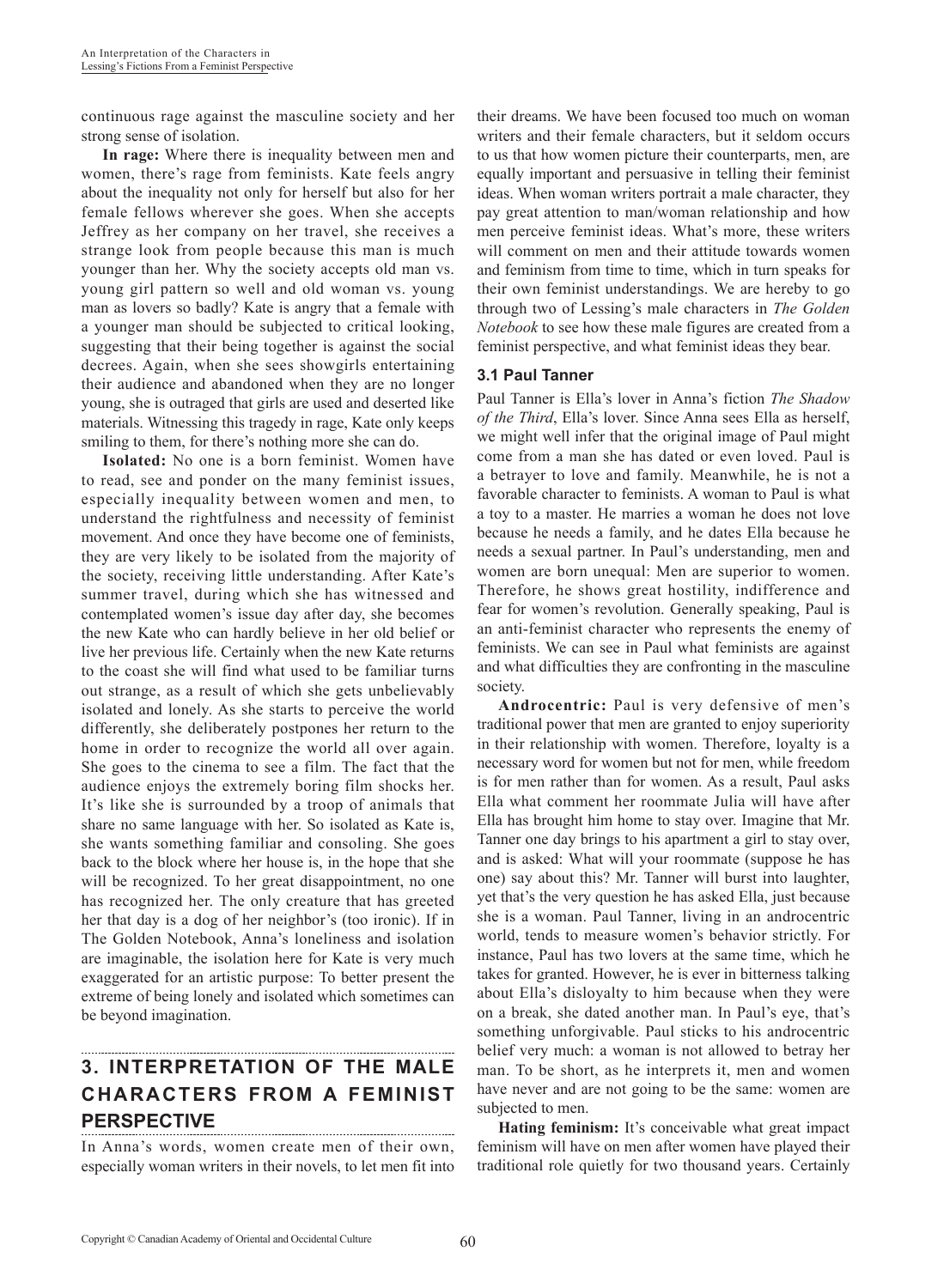continuous rage against the masculine society and her strong sense of isolation.

**In rage:** Where there is inequality between men and women, there's rage from feminists. Kate feels angry about the inequality not only for herself but also for her female fellows wherever she goes. When she accepts Jeffrey as her company on her travel, she receives a strange look from people because this man is much younger than her. Why the society accepts old man vs. young girl pattern so well and old woman vs. young man as lovers so badly? Kate is angry that a female with a younger man should be subjected to critical looking, suggesting that their being together is against the social decrees. Again, when she sees showgirls entertaining their audience and abandoned when they are no longer young, she is outraged that girls are used and deserted like materials. Witnessing this tragedy in rage, Kate only keeps smiling to them, for there's nothing more she can do.

**Isolated:** No one is a born feminist. Women have to read, see and ponder on the many feminist issues, especially inequality between women and men, to understand the rightfulness and necessity of feminist movement. And once they have become one of feminists, they are very likely to be isolated from the majority of the society, receiving little understanding. After Kate's summer travel, during which she has witnessed and contemplated women's issue day after day, she becomes the new Kate who can hardly believe in her old belief or live her previous life. Certainly when the new Kate returns to the coast she will find what used to be familiar turns out strange, as a result of which she gets unbelievably isolated and lonely. As she starts to perceive the world differently, she deliberately postpones her return to the home in order to recognize the world all over again. She goes to the cinema to see a film. The fact that the audience enjoys the extremely boring film shocks her. It's like she is surrounded by a troop of animals that share no same language with her. So isolated as Kate is, she wants something familiar and consoling. She goes back to the block where her house is, in the hope that she will be recognized. To her great disappointment, no one has recognized her. The only creature that has greeted her that day is a dog of her neighbor's (too ironic). If in The Golden Notebook, Anna's loneliness and isolation are imaginable, the isolation here for Kate is very much exaggerated for an artistic purpose: To better present the extreme of being lonely and isolated which sometimes can be beyond imagination.

## 3. INTERPRETATION OF THE MALE CHARACTERS FROM A FEMINIST PERSPECTIVE

In Anna's words, women create men of their own, especially woman writers in their novels, to let men fit into their dreams. We have been focused too much on woman writers and their female characters, but it seldom occurs to us that how women picture their counterparts, men, are equally important and persuasive in telling their feminist ideas. When woman writers portrait a male character, they pay great attention to man/woman relationship and how men perceive feminist ideas. What's more, these writers will comment on men and their attitude towards women and feminism from time to time, which in turn speaks for their own feminist understandings. We are hereby to go through two of Lessing's male characters in *The Golden Notebook* to see how these male figures are created from a feminist perspective, and what feminist ideas they bear.

### 3.1 Paul Tanner

Paul Tanner is Ella's lover in Anna's fiction *The Shadow of the Third*, Ella's lover. Since Anna sees Ella as herself, we might well infer that the original image of Paul might come from a man she has dated or even loved. Paul is a betrayer to love and family. Meanwhile, he is not a favorable character to feminists. A woman to Paul is what a toy to a master. He marries a woman he does not love because he needs a family, and he dates Ella because he needs a sexual partner. In Paul's understanding, men and women are born unequal: Men are superior to women. Therefore, he shows great hostility, indifference and fear for women's revolution. Generally speaking, Paul is an anti-feminist character who represents the enemy of feminists. We can see in Paul what feminists are against and what difficulties they are confronting in the masculine society.

**Androcentric:** Paul is very defensive of men's traditional power that men are granted to enjoy superiority in their relationship with women. Therefore, loyalty is a necessary word for women but not for men, while freedom is for men rather than for women. As a result, Paul asks Ella what comment her roommate Julia will have after Ella has brought him home to stay over. Imagine that Mr. Tanner one day brings to his apartment a girl to stay over, and is asked: What will your roommate (suppose he has one) say about this? Mr. Tanner will burst into laughter, yet that's the very question he has asked Ella, just because she is a woman. Paul Tanner, living in an androcentric world, tends to measure women's behavior strictly. For instance, Paul has two lovers at the same time, which he takes for granted. However, he is ever in bitterness talking about Ella's disloyalty to him because when they were on a break, she dated another man. In Paul's eye, that's something unforgivable. Paul sticks to his androcentric belief very much: a woman is not allowed to betray her man. To be short, as he interprets it, men and women have never and are not going to be the same: women are subjected to men.

**Hating feminism:** It's conceivable what great impact feminism will have on men after women have played their traditional role quietly for two thousand years. Certainly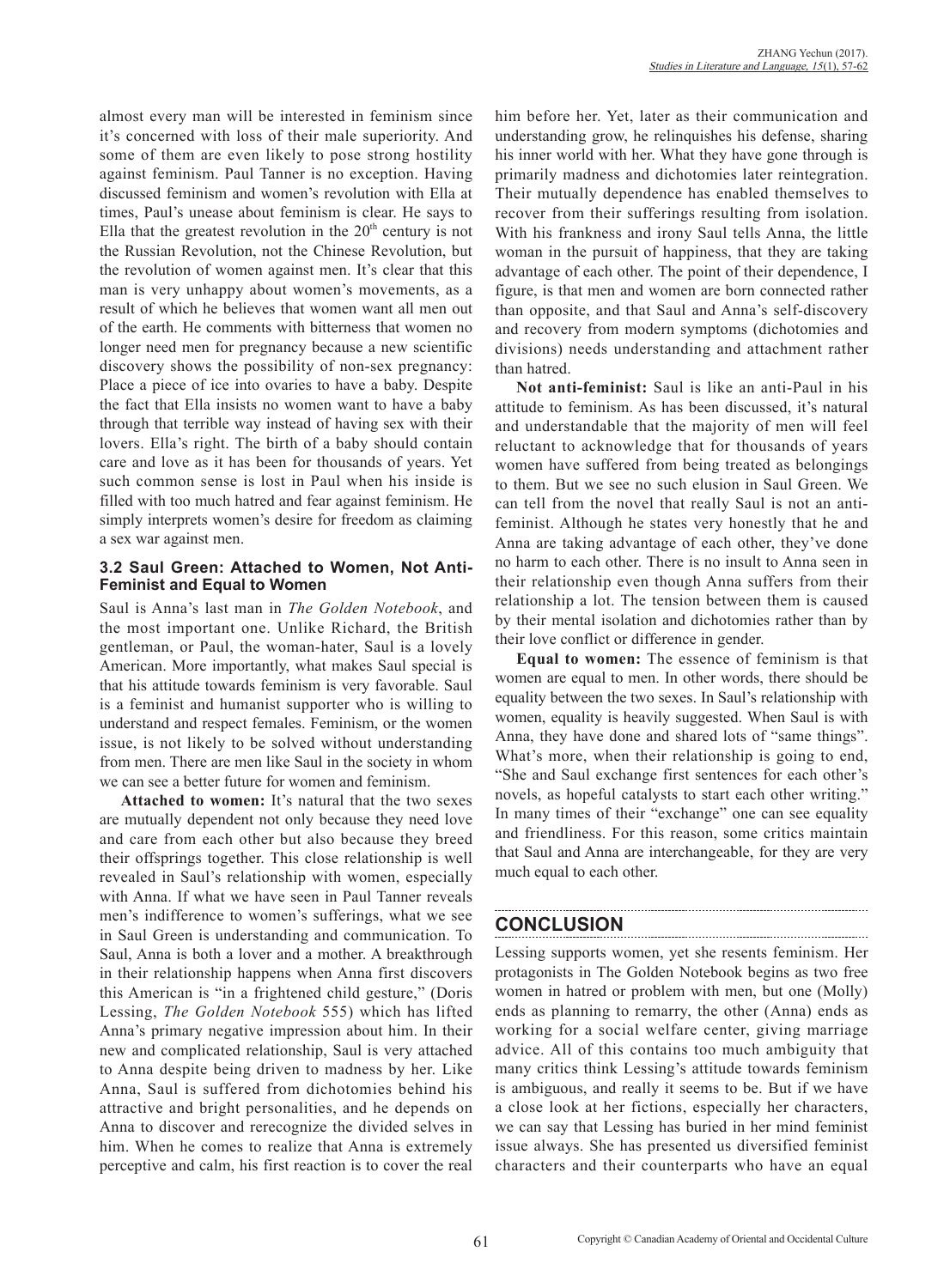almost every man will be interested in feminism since it's concerned with loss of their male superiority. And some of them are even likely to pose strong hostility against feminism. Paul Tanner is no exception. Having discussed feminism and women's revolution with Ella at times, Paul's unease about feminism is clear. He says to Ella that the greatest revolution in the 20th century is not the Russian Revolution, not the Chinese Revolution, but the revolution of women against men. It's clear that this man is very unhappy about women's movements, as a result of which he believes that women want all men out of the earth. He comments with bitterness that women no longer need men for pregnancy because a new scientific discovery shows the possibility of non-sex pregnancy: Place a piece of ice into ovaries to have a baby. Despite the fact that Ella insists no women want to have a baby through that terrible way instead of having sex with their lovers. Ella's right. The birth of a baby should contain care and love as it has been for thousands of years. Yet such common sense is lost in Paul when his inside is filled with too much hatred and fear against feminism. He simply interprets women's desire for freedom as claiming a sex war against men.

### 3.2 Saul Green: Attached to Women, Not Anti-Feminist and Equal to Women

Saul is Anna's last man in *The Golden Notebook*, and the most important one. Unlike Richard, the British gentleman, or Paul, the woman-hater, Saul is a lovely American. More importantly, what makes Saul special is that his attitude towards feminism is very favorable. Saul is a feminist and humanist supporter who is willing to understand and respect females. Feminism, or the women issue, is not likely to be solved without understanding from men. There are men like Saul in the society in whom we can see a better future for women and feminism.

**Attached to women:** It's natural that the two sexes are mutually dependent not only because they need love and care from each other but also because they breed their offsprings together. This close relationship is well revealed in Saul's relationship with women, especially with Anna. If what we have seen in Paul Tanner reveals men's indifference to women's sufferings, what we see in Saul Green is understanding and communication. To Saul, Anna is both a lover and a mother. A breakthrough in their relationship happens when Anna first discovers this American is "in a frightened child gesture," (Doris Lessing, *The Golden Notebook* 555) which has lifted Anna's primary negative impression about him. In their new and complicated relationship, Saul is very attached to Anna despite being driven to madness by her. Like Anna, Saul is suffered from dichotomies behind his attractive and bright personalities, and he depends on Anna to discover and rerecognize the divided selves in him. When he comes to realize that Anna is extremely perceptive and calm, his first reaction is to cover the real him before her. Yet, later as their communication and understanding grow, he relinquishes his defense, sharing his inner world with her. What they have gone through is primarily madness and dichotomies later reintegration. Their mutually dependence has enabled themselves to recover from their sufferings resulting from isolation. With his frankness and irony Saul tells Anna, the little woman in the pursuit of happiness, that they are taking advantage of each other. The point of their dependence, I figure, is that men and women are born connected rather than opposite, and that Saul and Anna's self-discovery and recovery from modern symptoms (dichotomies and divisions) needs understanding and attachment rather than hatred.

**Not anti-feminist:** Saul is like an anti-Paul in his attitude to feminism. As has been discussed, it's natural and understandable that the majority of men will feel reluctant to acknowledge that for thousands of years women have suffered from being treated as belongings to them. But we see no such elusion in Saul Green. We can tell from the novel that really Saul is not an anti-feminist. Although he states very honestly that he and Anna are taking advantage of each other, they've done no harm to each other. There is no insult to Anna seen in their relationship even though Anna suffers from their relationship a lot. The tension between them is caused by their mental isolation and dichotomies rather than by their love conflict or difference in gender.

**Equal to women:** The essence of feminism is that women are equal to men. In other words, there should be equality between the two sexes. In Saul's relationship with women, equality is heavily suggested. When Saul is with Anna, they have done and shared lots of "same things". What's more, when their relationship is going to end, "She and Saul exchange first sentences for each other's novels, as hopeful catalysts to start each other writing." In many times of their "exchange" one can see equality and friendliness. For this reason, some critics maintain that Saul and Anna are interchangeable, for they are very much equal to each other.

## CONCLUSION

Lessing supports women, yet she resents feminism. Her protagonists in The Golden Notebook begins as two free women in hatred or problem with men, but one (Molly) ends as planning to remarry, the other (Anna) ends as working for a social welfare center, giving marriage advice. All of this contains too much ambiguity that many critics think Lessing's attitude towards feminism is ambiguous, and really it seems to be. But if we have a close look at her fictions, especially her characters, we can say that Lessing has buried in her mind feminist issue always. She has presented us diversified feminist characters and their counterparts who have an equal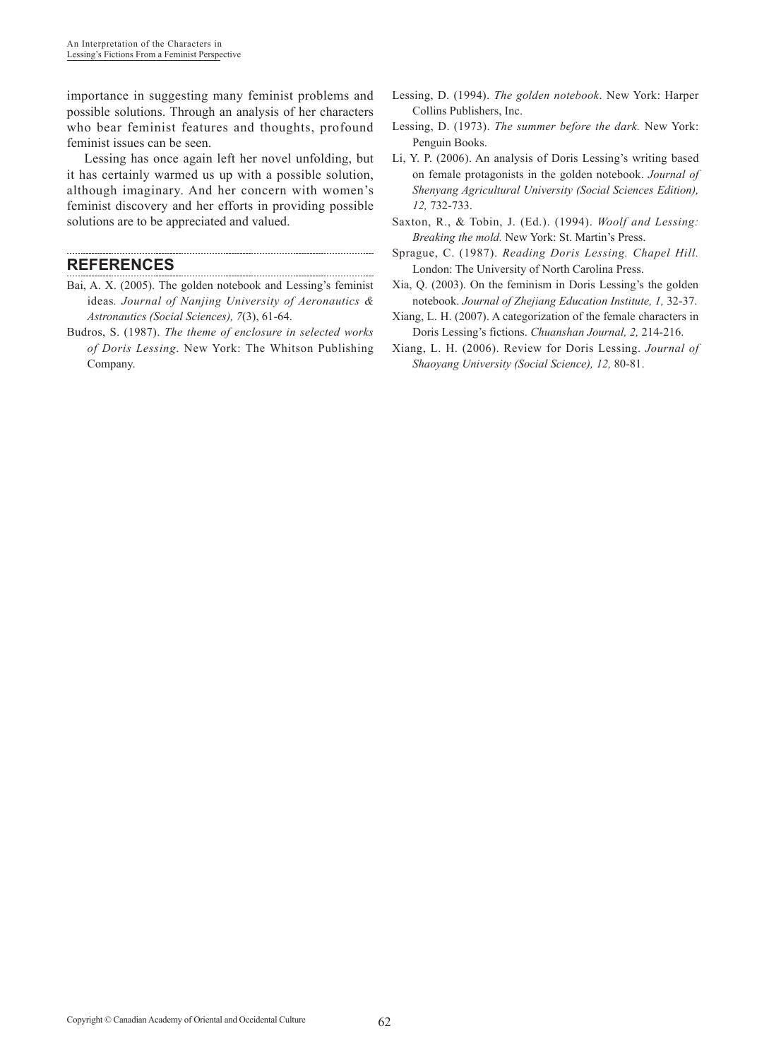importance in suggesting many feminist problems and possible solutions. Through an analysis of her characters who bear feminist features and thoughts, profound feminist issues can be seen.

Lessing has once again left her novel unfolding, but it has certainly warmed us up with a possible solution, although imaginary. And her concern with women's feminist discovery and her efforts in providing possible solutions are to be appreciated and valued.

## REFERENCES

Bai, A. X. (2005). The golden notebook and Lessing's feminist ideas. *Journal of Nanjing University of Aeronautics & Astronautics (Social Sciences), 7*(3), 61-64.

Budros, S. (1987). *The theme of enclosure in selected works of Doris Lessing*. New York: The Whitson Publishing Company.

Lessing, D. (1994). *The golden notebook*. New York: Harper Collins Publishers, Inc.

Lessing, D. (1973). *The summer before the dark.* New York: Penguin Books.

Li, Y. P. (2006). An analysis of Doris Lessing's writing based on female protagonists in the golden notebook. *Journal of Shenyang Agricultural University (Social Sciences Edition), 12,* 732-733.

Saxton, R., & Tobin, J. (Ed.). (1994). *Woolf and Lessing: Breaking the mold.* New York: St. Martin's Press.

Sprague, C. (1987). *Reading Doris Lessing. Chapel Hill.* London: The University of North Carolina Press.

Xia, Q. (2003). On the feminism in Doris Lessing's the golden notebook. *Journal of Zhejiang Education Institute, 1,* 32-37.

Xiang, L. H. (2007). A categorization of the female characters in Doris Lessing's fictions. *Chuanshan Journal, 2,* 214-216.

Xiang, L. H. (2006). Review for Doris Lessing. *Journal of Shaoyang University (Social Science), 12,* 80-81.